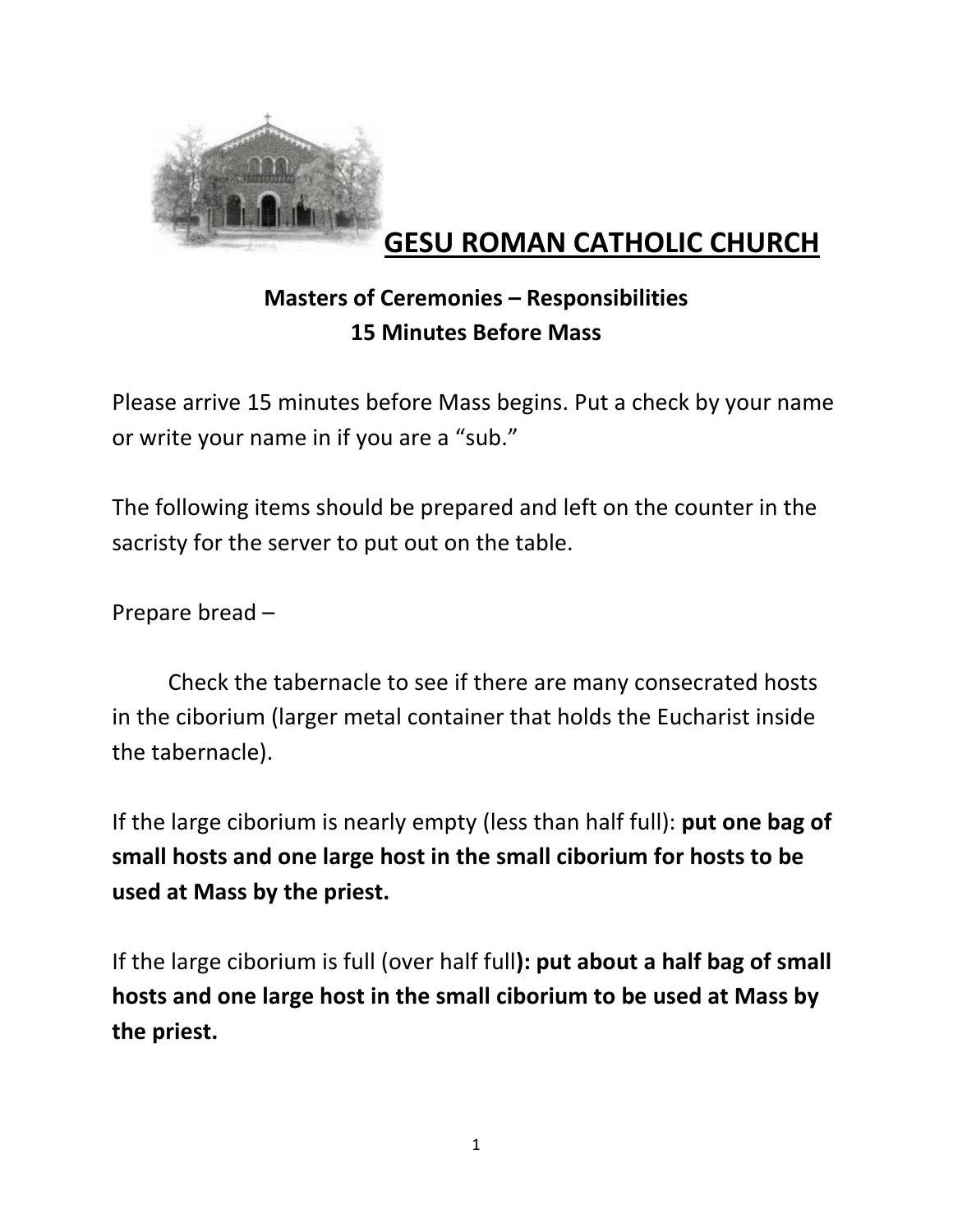# GESU ROMAN CATHOLIC CHURCH

## Masters of Ceremonies – Responsibilities
## 15 Minutes Before Mass

Please arrive 15 minutes before Mass begins. Put a check by your name or write your name in if you are a "sub."

The following items should be prepared and left on the counter in the sacristy for the server to put out on the table.

Prepare bread –

Check the tabernacle to see if there are many consecrated hosts in the ciborium (larger metal container that holds the Eucharist inside the tabernacle).

If the large ciborium is nearly empty (less than half full): **put one bag of small hosts and one large host in the small ciborium for hosts to be used at Mass by the priest.**

If the large ciborium is full (over half full**): put about a half bag of small hosts and one large host in the small ciborium to be used at Mass by the priest.**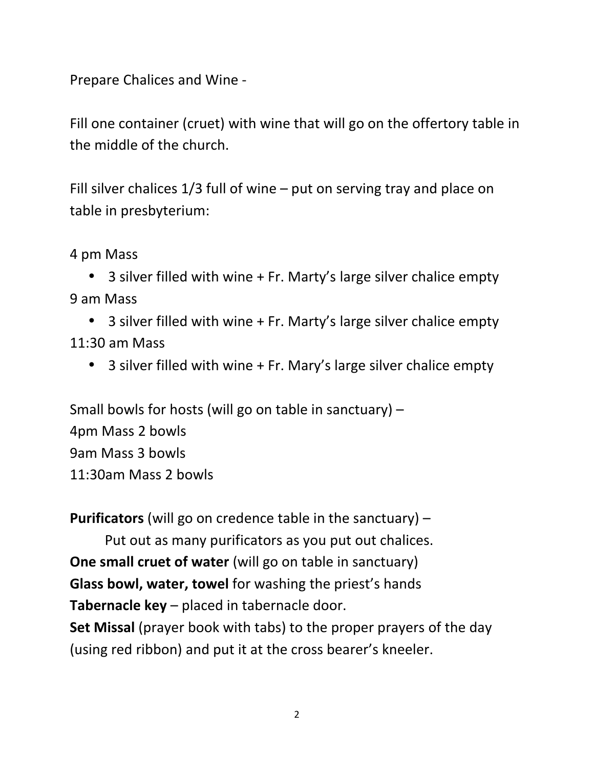Prepare Chalices and Wine -

Fill one container (cruet) with wine that will go on the offertory table in the middle of the church.

Fill silver chalices 1/3 full of wine – put on serving tray and place on table in presbyterium:

4 pm Mass

- 3 silver filled with wine + Fr. Marty's large silver chalice empty

9 am Mass

- 3 silver filled with wine + Fr. Marty's large silver chalice empty

11:30 am Mass

- 3 silver filled with wine + Fr. Mary's large silver chalice empty

Small bowls for hosts (will go on table in sanctuary) –
4pm Mass 2 bowls
9am Mass 3 bowls
11:30am Mass 2 bowls

**Purificators** (will go on credence table in the sanctuary) –
Put out as many purificators as you put out chalices.
**One small cruet of water** (will go on table in sanctuary)
**Glass bowl, water, towel** for washing the priest's hands
**Tabernacle key** – placed in tabernacle door.
**Set Missal** (prayer book with tabs) to the proper prayers of the day (using red ribbon) and put it at the cross bearer's kneeler.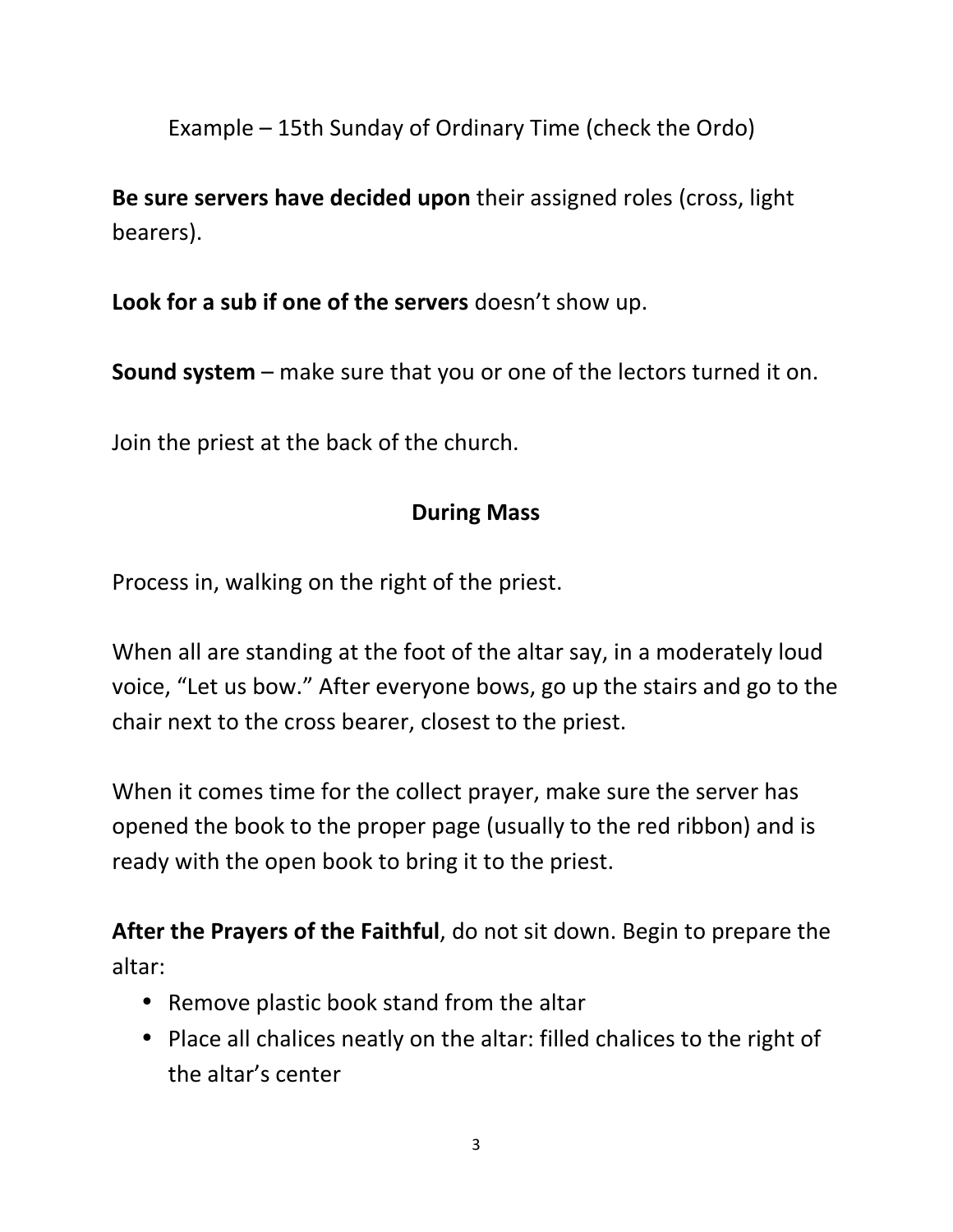Example – 15th Sunday of Ordinary Time (check the Ordo)

**Be sure servers have decided upon** their assigned roles (cross, light bearers).

**Look for a sub if one of the servers** doesn't show up.

**Sound system** – make sure that you or one of the lectors turned it on.

Join the priest at the back of the church.

## During Mass

Process in, walking on the right of the priest.

When all are standing at the foot of the altar say, in a moderately loud voice, "Let us bow." After everyone bows, go up the stairs and go to the chair next to the cross bearer, closest to the priest.

When it comes time for the collect prayer, make sure the server has opened the book to the proper page (usually to the red ribbon) and is ready with the open book to bring it to the priest.

**After the Prayers of the Faithful**, do not sit down. Begin to prepare the altar:

- Remove plastic book stand from the altar
- Place all chalices neatly on the altar: filled chalices to the right of the altar's center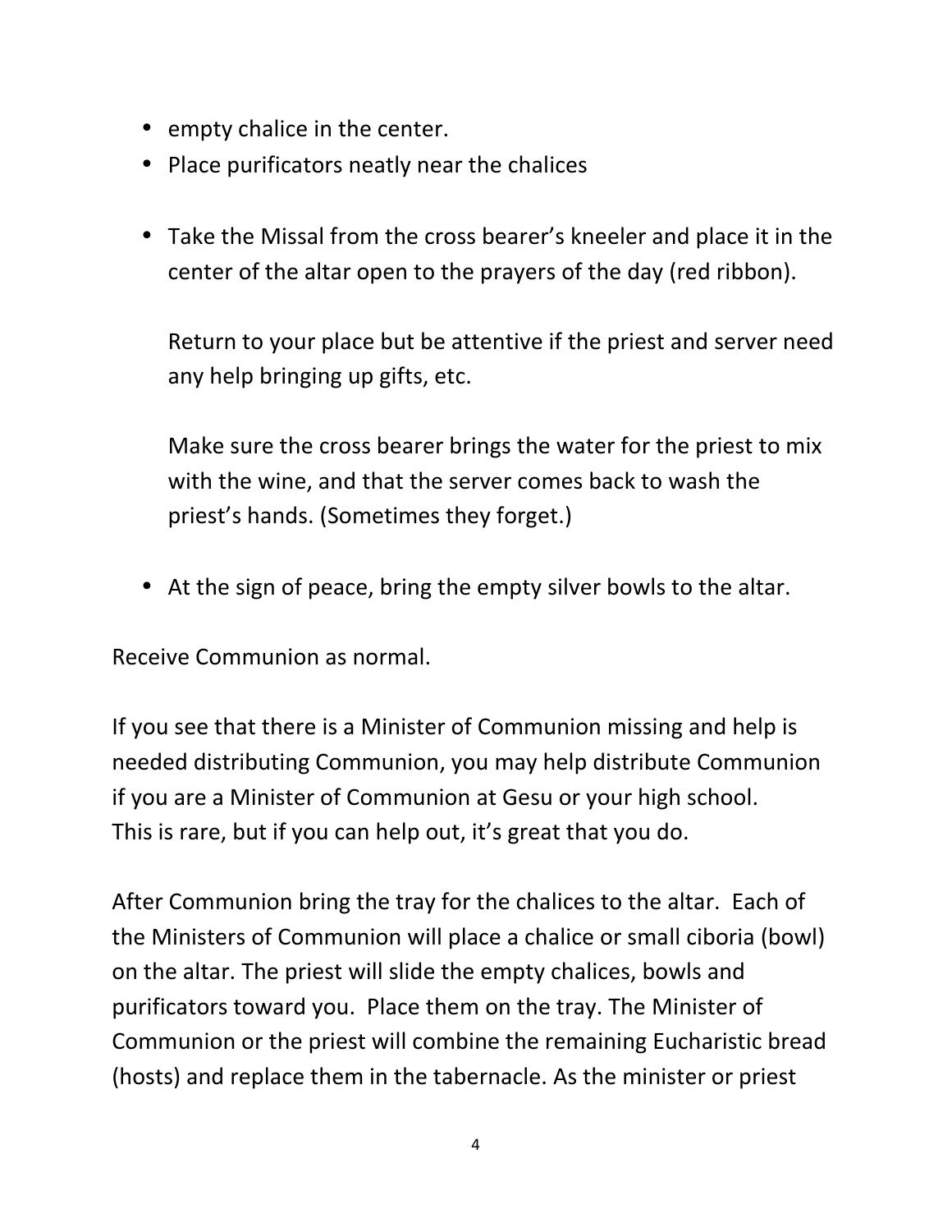- empty chalice in the center.
- Place purificators neatly near the chalices

- Take the Missal from the cross bearer's kneeler and place it in the center of the altar open to the prayers of the day (red ribbon).

  Return to your place but be attentive if the priest and server need any help bringing up gifts, etc.

  Make sure the cross bearer brings the water for the priest to mix with the wine, and that the server comes back to wash the priest's hands. (Sometimes they forget.)

- At the sign of peace, bring the empty silver bowls to the altar.

Receive Communion as normal.

If you see that there is a Minister of Communion missing and help is needed distributing Communion, you may help distribute Communion if you are a Minister of Communion at Gesu or your high school. This is rare, but if you can help out, it's great that you do.

After Communion bring the tray for the chalices to the altar. Each of the Ministers of Communion will place a chalice or small ciboria (bowl) on the altar. The priest will slide the empty chalices, bowls and purificators toward you. Place them on the tray. The Minister of Communion or the priest will combine the remaining Eucharistic bread (hosts) and replace them in the tabernacle. As the minister or priest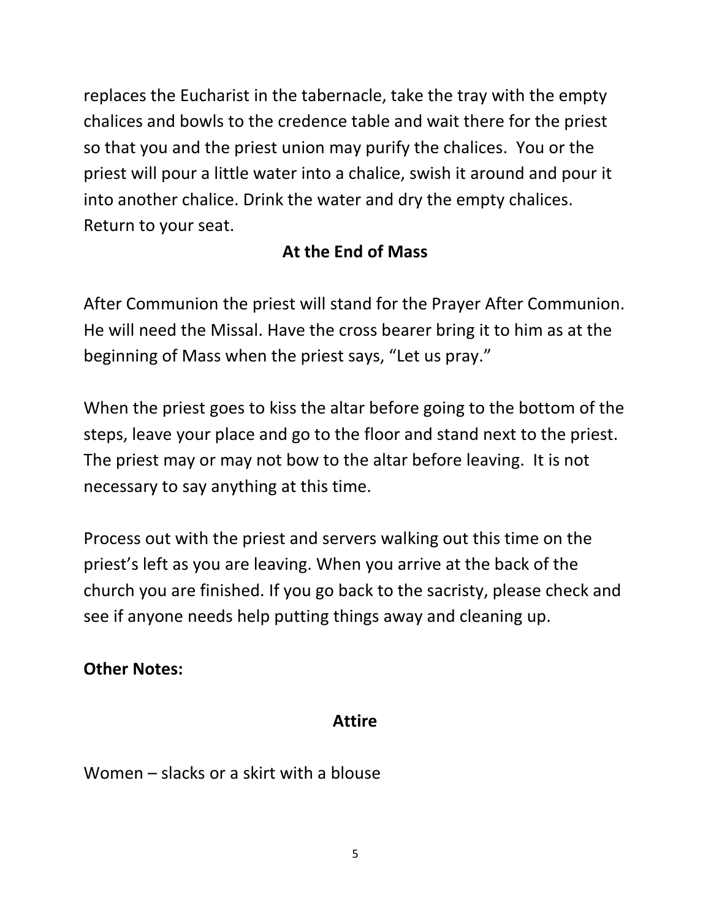replaces the Eucharist in the tabernacle, take the tray with the empty chalices and bowls to the credence table and wait there for the priest so that you and the priest union may purify the chalices. You or the priest will pour a little water into a chalice, swish it around and pour it into another chalice. Drink the water and dry the empty chalices. Return to your seat.

## At the End of Mass

After Communion the priest will stand for the Prayer After Communion. He will need the Missal. Have the cross bearer bring it to him as at the beginning of Mass when the priest says, "Let us pray."

When the priest goes to kiss the altar before going to the bottom of the steps, leave your place and go to the floor and stand next to the priest. The priest may or may not bow to the altar before leaving. It is not necessary to say anything at this time.

Process out with the priest and servers walking out this time on the priest's left as you are leaving. When you arrive at the back of the church you are finished. If you go back to the sacristy, please check and see if anyone needs help putting things away and cleaning up.

**Other Notes:**

## Attire

Women – slacks or a skirt with a blouse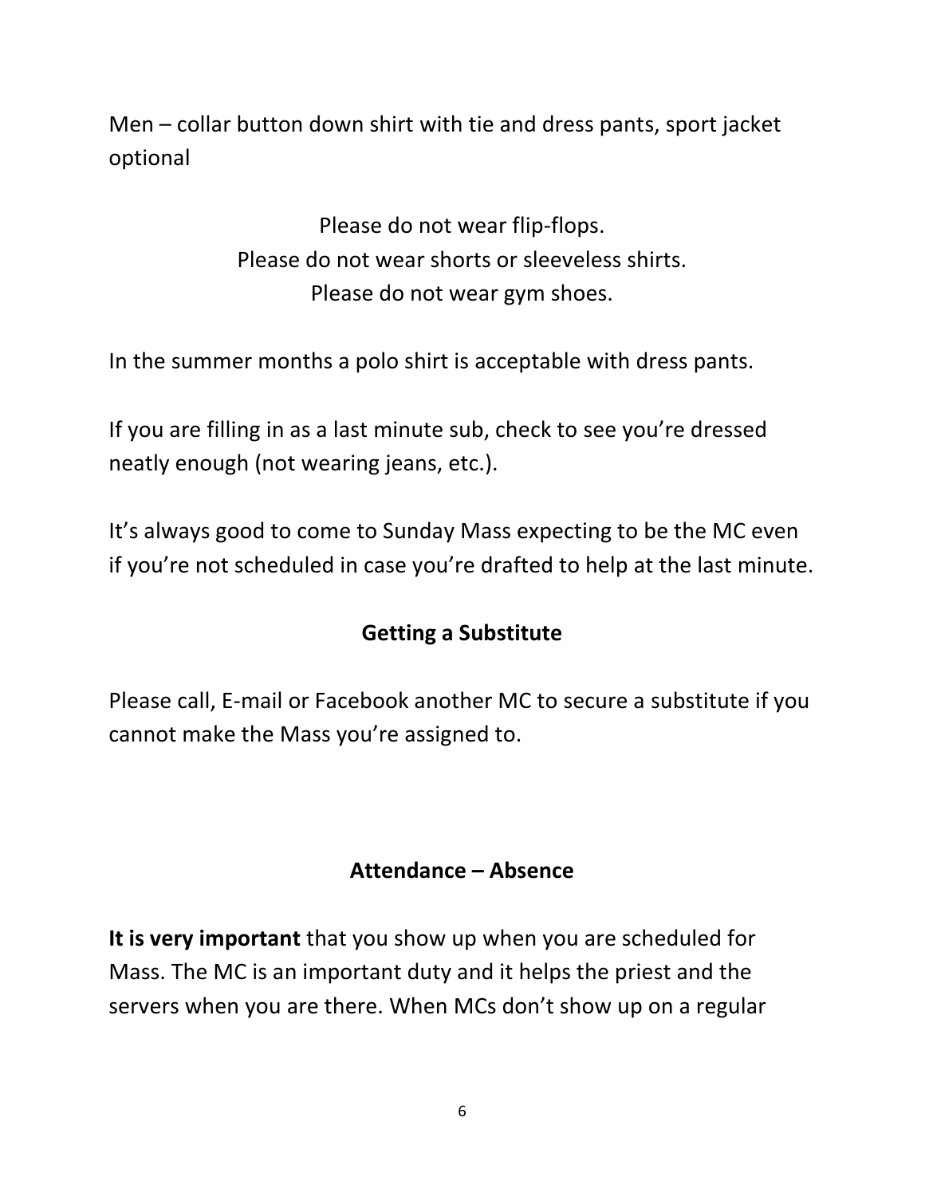Men – collar button down shirt with tie and dress pants, sport jacket optional

Please do not wear flip-flops.
Please do not wear shorts or sleeveless shirts.
Please do not wear gym shoes.

In the summer months a polo shirt is acceptable with dress pants.

If you are filling in as a last minute sub, check to see you're dressed neatly enough (not wearing jeans, etc.).

It's always good to come to Sunday Mass expecting to be the MC even if you're not scheduled in case you're drafted to help at the last minute.

## Getting a Substitute

Please call, E-mail or Facebook another MC to secure a substitute if you cannot make the Mass you're assigned to.

## Attendance – Absence

**It is very important** that you show up when you are scheduled for Mass. The MC is an important duty and it helps the priest and the servers when you are there. When MCs don't show up on a regular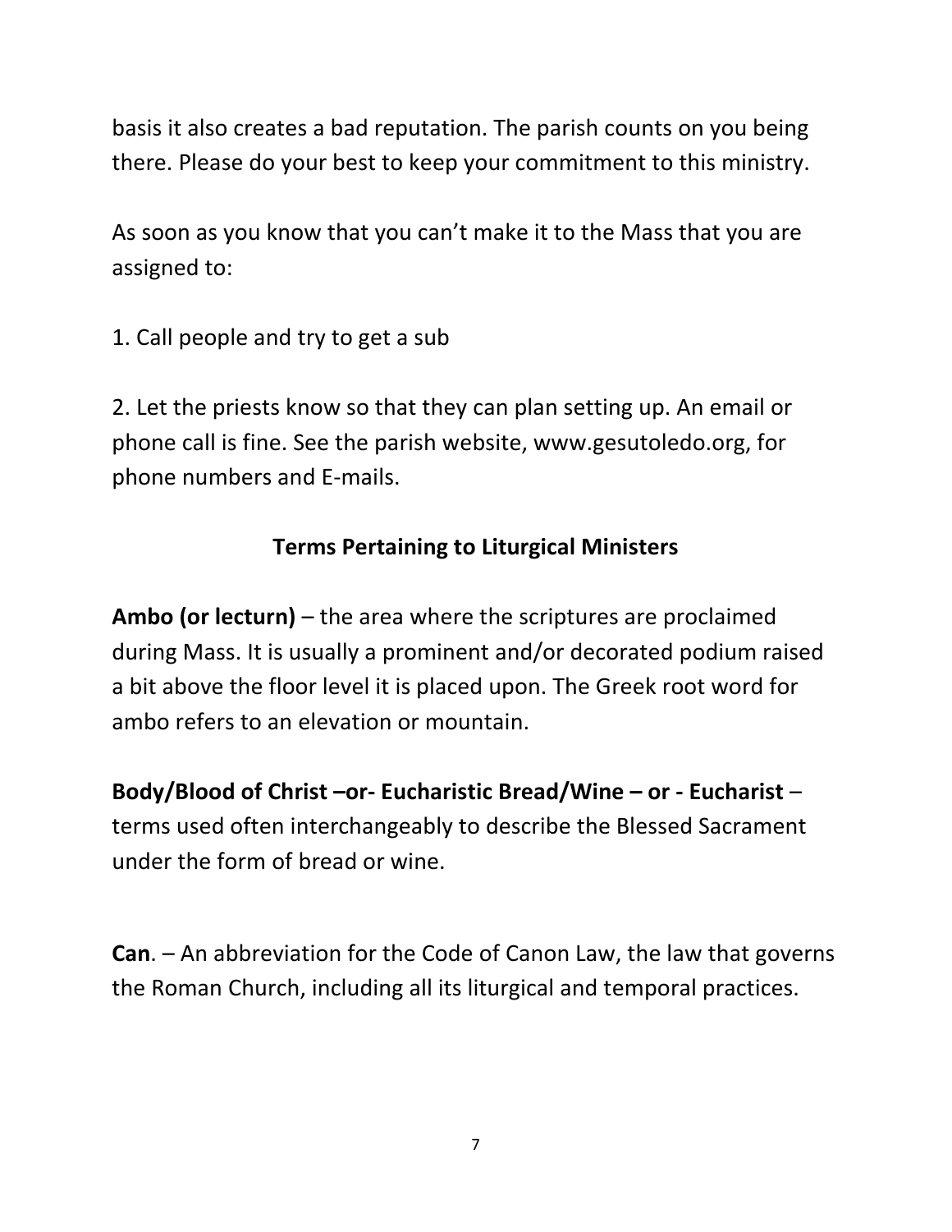basis it also creates a bad reputation. The parish counts on you being there. Please do your best to keep your commitment to this ministry.

As soon as you know that you can't make it to the Mass that you are assigned to:

1. Call people and try to get a sub

2. Let the priests know so that they can plan setting up. An email or phone call is fine. See the parish website, www.gesutoledo.org, for phone numbers and E-mails.

## Terms Pertaining to Liturgical Ministers

**Ambo (or lecturn)** – the area where the scriptures are proclaimed during Mass. It is usually a prominent and/or decorated podium raised a bit above the floor level it is placed upon. The Greek root word for ambo refers to an elevation or mountain.

**Body/Blood of Christ –or- Eucharistic Bread/Wine – or - Eucharist** – terms used often interchangeably to describe the Blessed Sacrament under the form of bread or wine.

**Can**. – An abbreviation for the Code of Canon Law, the law that governs the Roman Church, including all its liturgical and temporal practices.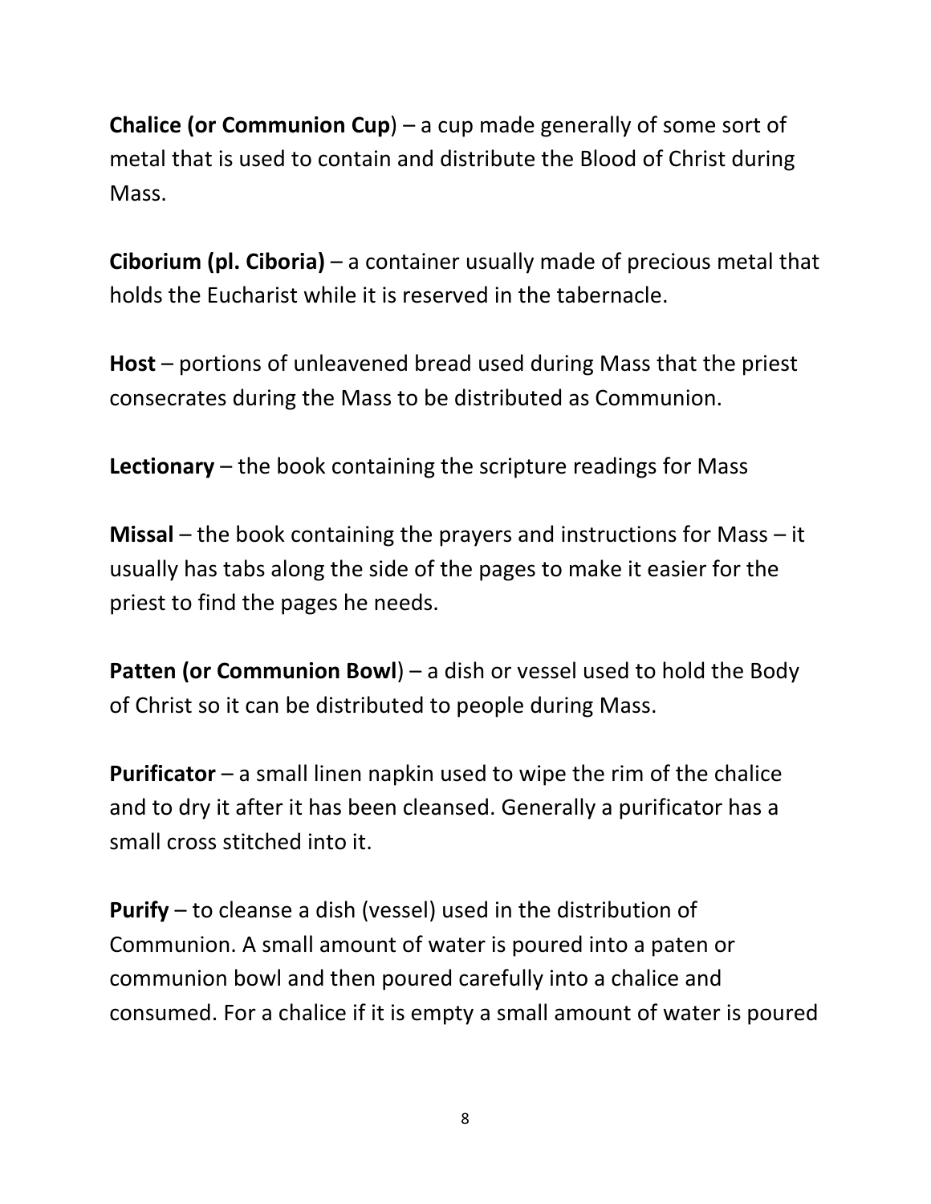**Chalice (or Communion Cup**) – a cup made generally of some sort of metal that is used to contain and distribute the Blood of Christ during Mass.

**Ciborium (pl. Ciboria)** – a container usually made of precious metal that holds the Eucharist while it is reserved in the tabernacle.

**Host** – portions of unleavened bread used during Mass that the priest consecrates during the Mass to be distributed as Communion.

**Lectionary** – the book containing the scripture readings for Mass

**Missal** – the book containing the prayers and instructions for Mass – it usually has tabs along the side of the pages to make it easier for the priest to find the pages he needs.

**Patten (or Communion Bowl**) – a dish or vessel used to hold the Body of Christ so it can be distributed to people during Mass.

**Purificator** – a small linen napkin used to wipe the rim of the chalice and to dry it after it has been cleansed. Generally a purificator has a small cross stitched into it.

**Purify** – to cleanse a dish (vessel) used in the distribution of Communion. A small amount of water is poured into a paten or communion bowl and then poured carefully into a chalice and consumed. For a chalice if it is empty a small amount of water is poured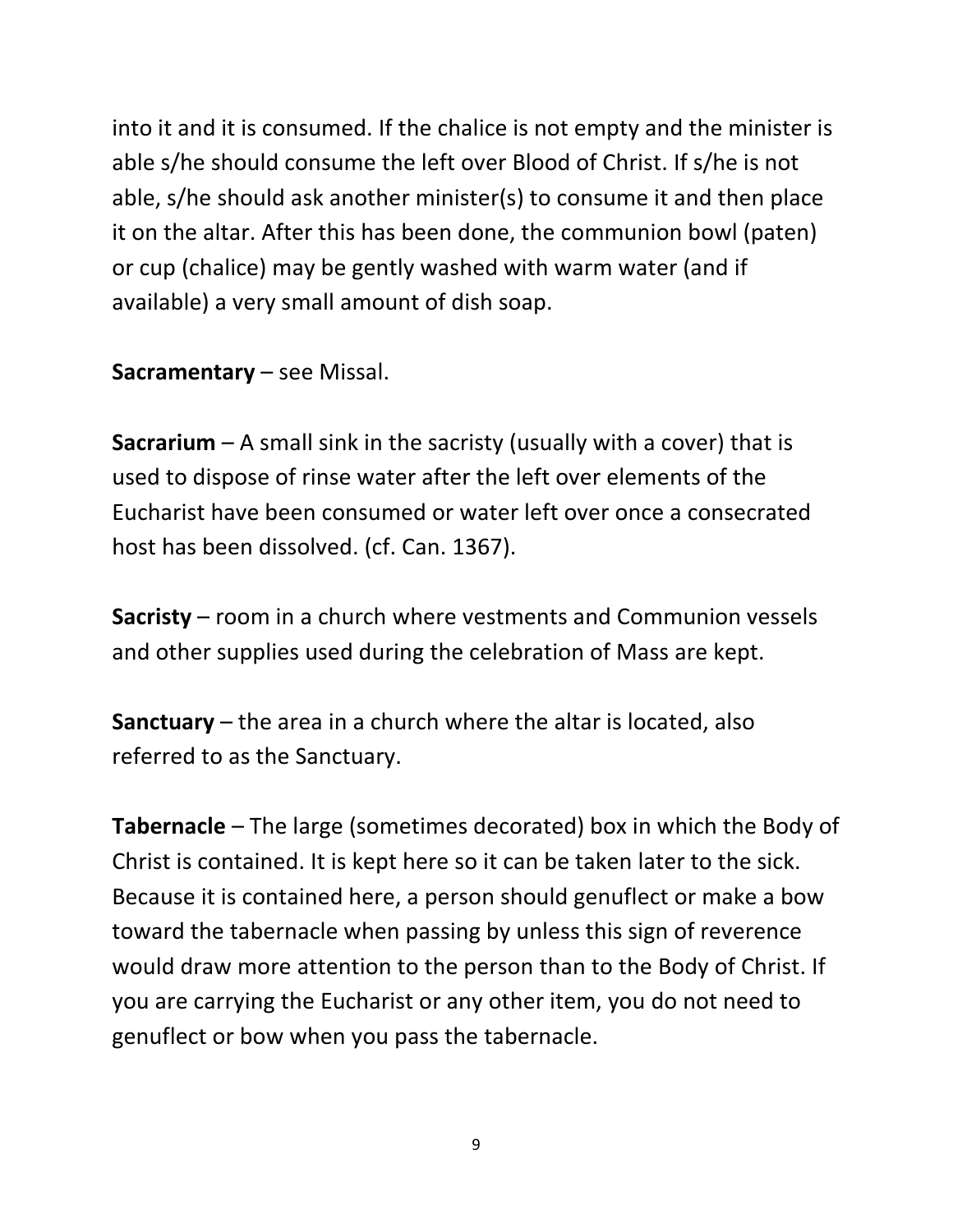into it and it is consumed. If the chalice is not empty and the minister is able s/he should consume the left over Blood of Christ. If s/he is not able, s/he should ask another minister(s) to consume it and then place it on the altar. After this has been done, the communion bowl (paten) or cup (chalice) may be gently washed with warm water (and if available) a very small amount of dish soap.

**Sacramentary** – see Missal.

**Sacrarium** – A small sink in the sacristy (usually with a cover) that is used to dispose of rinse water after the left over elements of the Eucharist have been consumed or water left over once a consecrated host has been dissolved. (cf. Can. 1367).

**Sacristy** – room in a church where vestments and Communion vessels and other supplies used during the celebration of Mass are kept.

**Sanctuary** – the area in a church where the altar is located, also referred to as the Sanctuary.

**Tabernacle** – The large (sometimes decorated) box in which the Body of Christ is contained. It is kept here so it can be taken later to the sick. Because it is contained here, a person should genuflect or make a bow toward the tabernacle when passing by unless this sign of reverence would draw more attention to the person than to the Body of Christ. If you are carrying the Eucharist or any other item, you do not need to genuflect or bow when you pass the tabernacle.